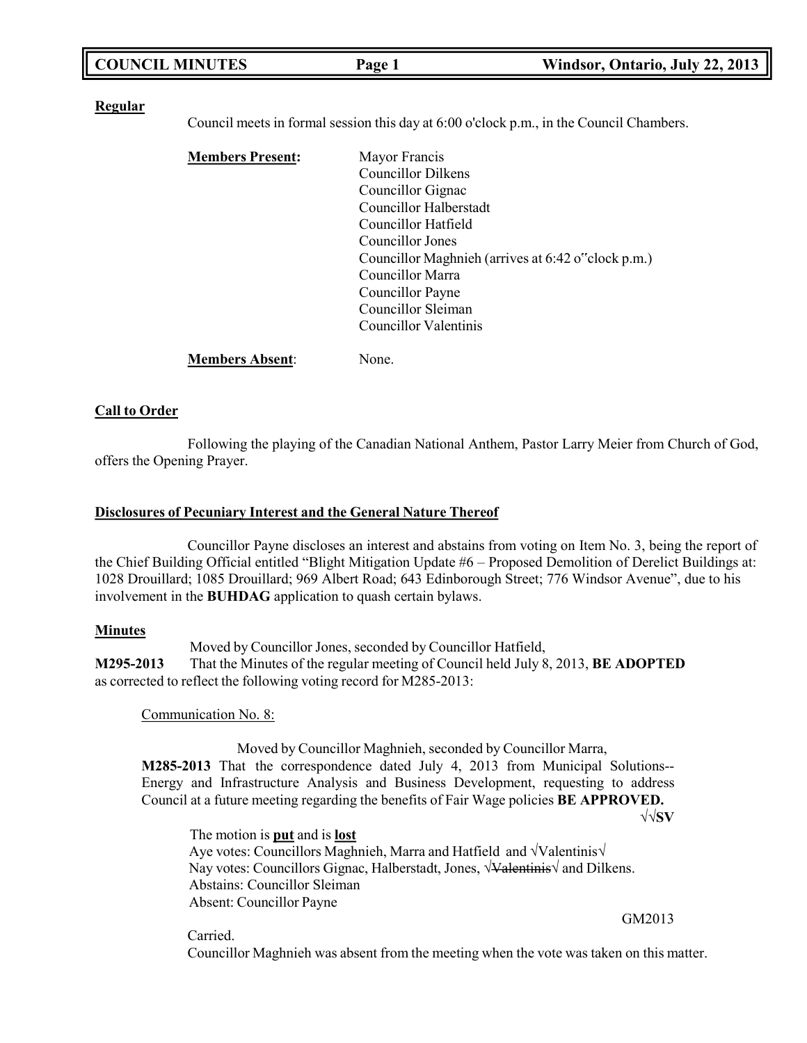**Regular**

Council meets in formal session this day at 6:00 o'clock p.m., in the Council Chambers.

**Members Present:**
Mayor Francis
Councillor Dilkens
Councillor Gignac
Councillor Halberstadt
Councillor Hatfield
Councillor Jones
Councillor Maghnieh (arrives at 6:42 o"clock p.m.)
Councillor Marra
Councillor Payne
Councillor Sleiman
Councillor Valentinis

**Members Absent**: None.

**Call to Order**

Following the playing of the Canadian National Anthem, Pastor Larry Meier from Church of God, offers the Opening Prayer.

**Disclosures of Pecuniary Interest and the General Nature Thereof**

Councillor Payne discloses an interest and abstains from voting on Item No. 3, being the report of the Chief Building Official entitled "Blight Mitigation Update #6 – Proposed Demolition of Derelict Buildings at: 1028 Drouillard; 1085 Drouillard; 969 Albert Road; 643 Edinborough Street; 776 Windsor Avenue", due to his involvement in the **BUHDAG** application to quash certain bylaws.

**Minutes**

Moved by Councillor Jones, seconded by Councillor Hatfield,
**M295-2013** That the Minutes of the regular meeting of Council held July 8, 2013, **BE ADOPTED** as corrected to reflect the following voting record for M285-2013:

Communication No. 8:

Moved by Councillor Maghnieh, seconded by Councillor Marra,
**M285-2013** That the correspondence dated July 4, 2013 from Municipal Solutions-- Energy and Infrastructure Analysis and Business Development, requesting to address Council at a future meeting regarding the benefits of Fair Wage policies **BE APPROVED.**
√√**SV**

The motion is **put** and is **lost**
Aye votes: Councillors Maghnieh, Marra and Hatfield and √Valentinis√
Nay votes: Councillors Gignac, Halberstadt, Jones, √~~Valentinis~~√ and Dilkens.
Abstains: Councillor Sleiman
Absent: Councillor Payne

GM2013

Carried.
Councillor Maghnieh was absent from the meeting when the vote was taken on this matter.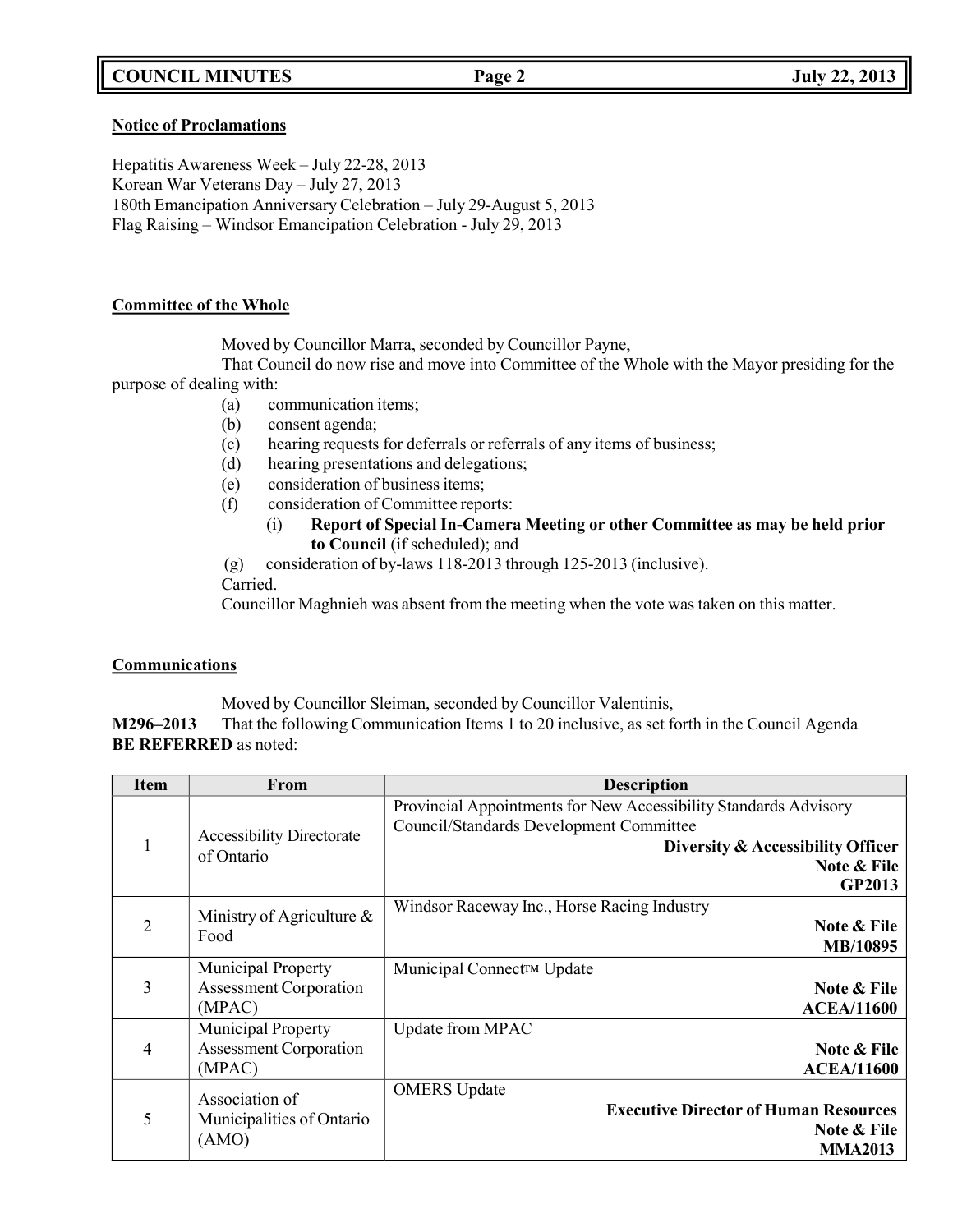**Notice of Proclamations**

Hepatitis Awareness Week – July 22-28, 2013
Korean War Veterans Day – July 27, 2013
180th Emancipation Anniversary Celebration – July 29-August 5, 2013
Flag Raising – Windsor Emancipation Celebration - July 29, 2013

**Committee of the Whole**

Moved by Councillor Marra, seconded by Councillor Payne,

That Council do now rise and move into Committee of the Whole with the Mayor presiding for the purpose of dealing with:

(a) communication items;
(b) consent agenda;
(c) hearing requests for deferrals or referrals of any items of business;
(d) hearing presentations and delegations;
(e) consideration of business items;
(f) consideration of Committee reports:
   (i) **Report of Special In-Camera Meeting or other Committee as may be held prior to Council** (if scheduled); and
(g) consideration of by-laws 118-2013 through 125-2013 (inclusive).

Carried.

Councillor Maghnieh was absent from the meeting when the vote was taken on this matter.

**Communications**

Moved by Councillor Sleiman, seconded by Councillor Valentinis,

**M296–2013** That the following Communication Items 1 to 20 inclusive, as set forth in the Council Agenda **BE REFERRED** as noted:

| Item | From | Description |
|---|---|---|
| 1 | Accessibility Directorate of Ontario | Provincial Appointments for New Accessibility Standards Advisory Council/Standards Development Committee<br>**Diversity & Accessibility Officer**<br>**Note & File**<br>**GP2013** |
| 2 | Ministry of Agriculture & Food | Windsor Raceway Inc., Horse Racing Industry<br>**Note & File**<br>**MB/10895** |
| 3 | Municipal Property Assessment Corporation (MPAC) | Municipal Connect™ Update<br>**Note & File**<br>**ACEA/11600** |
| 4 | Municipal Property Assessment Corporation (MPAC) | Update from MPAC<br>**Note & File**<br>**ACEA/11600** |
| 5 | Association of Municipalities of Ontario (AMO) | OMERS Update<br>**Executive Director of Human Resources**<br>**Note & File**<br>**MMA2013** |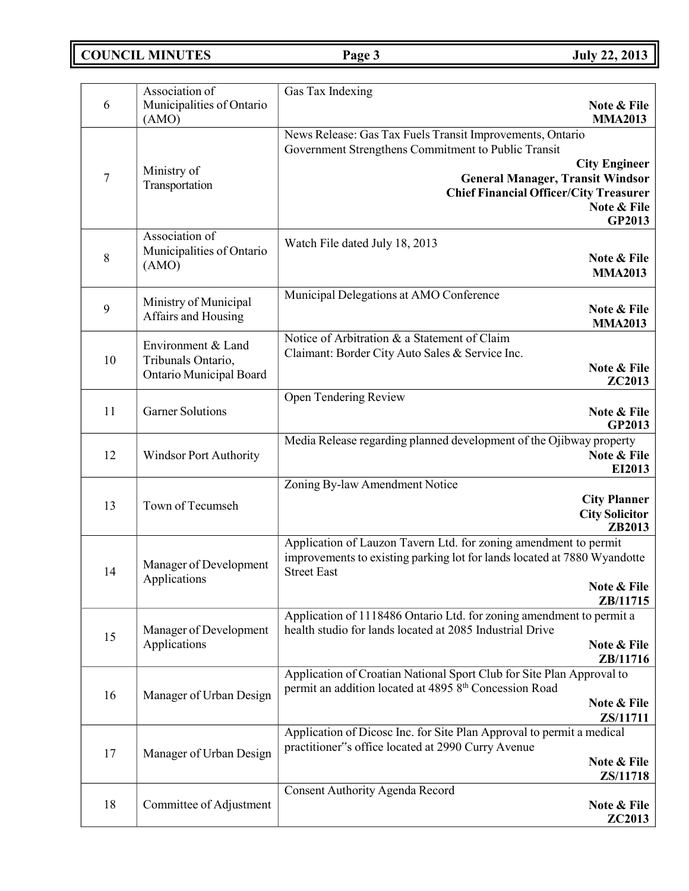| 6 | Association of Municipalities of Ontario (AMO) | Gas Tax Indexing<br>**Note & File**<br>**MMA2013** |
|---|---|---|
| 7 | Ministry of Transportation | News Release: Gas Tax Fuels Transit Improvements, Ontario Government Strengthens Commitment to Public Transit<br>**City Engineer**<br>**General Manager, Transit Windsor**<br>**Chief Financial Officer/City Treasurer**<br>**Note & File**<br>**GP2013** |
| 8 | Association of Municipalities of Ontario (AMO) | Watch File dated July 18, 2013<br>**Note & File**<br>**MMA2013** |
| 9 | Ministry of Municipal Affairs and Housing | Municipal Delegations at AMO Conference<br>**Note & File**<br>**MMA2013** |
| 10 | Environment & Land Tribunals Ontario, Ontario Municipal Board | Notice of Arbitration & a Statement of Claim<br>Claimant: Border City Auto Sales & Service Inc.<br>**Note & File**<br>**ZC2013** |
| 11 | Garner Solutions | Open Tendering Review<br>**Note & File**<br>**GP2013** |
| 12 | Windsor Port Authority | Media Release regarding planned development of the Ojibway property<br>**Note & File**<br>**EI2013** |
| 13 | Town of Tecumseh | Zoning By-law Amendment Notice<br>**City Planner**<br>**City Solicitor**<br>**ZB2013** |
| 14 | Manager of Development Applications | Application of Lauzon Tavern Ltd. for zoning amendment to permit improvements to existing parking lot for lands located at 7880 Wyandotte Street East<br>**Note & File**<br>**ZB/11715** |
| 15 | Manager of Development Applications | Application of 1118486 Ontario Ltd. for zoning amendment to permit a health studio for lands located at 2085 Industrial Drive<br>**Note & File**<br>**ZB/11716** |
| 16 | Manager of Urban Design | Application of Croatian National Sport Club for Site Plan Approval to permit an addition located at 4895 8th Concession Road<br>**Note & File**<br>**ZS/11711** |
| 17 | Manager of Urban Design | Application of Dicosc Inc. for Site Plan Approval to permit a medical practitioner"s office located at 2990 Curry Avenue<br>**Note & File**<br>**ZS/11718** |
| 18 | Committee of Adjustment | Consent Authority Agenda Record<br>**Note & File**<br>**ZC2013** |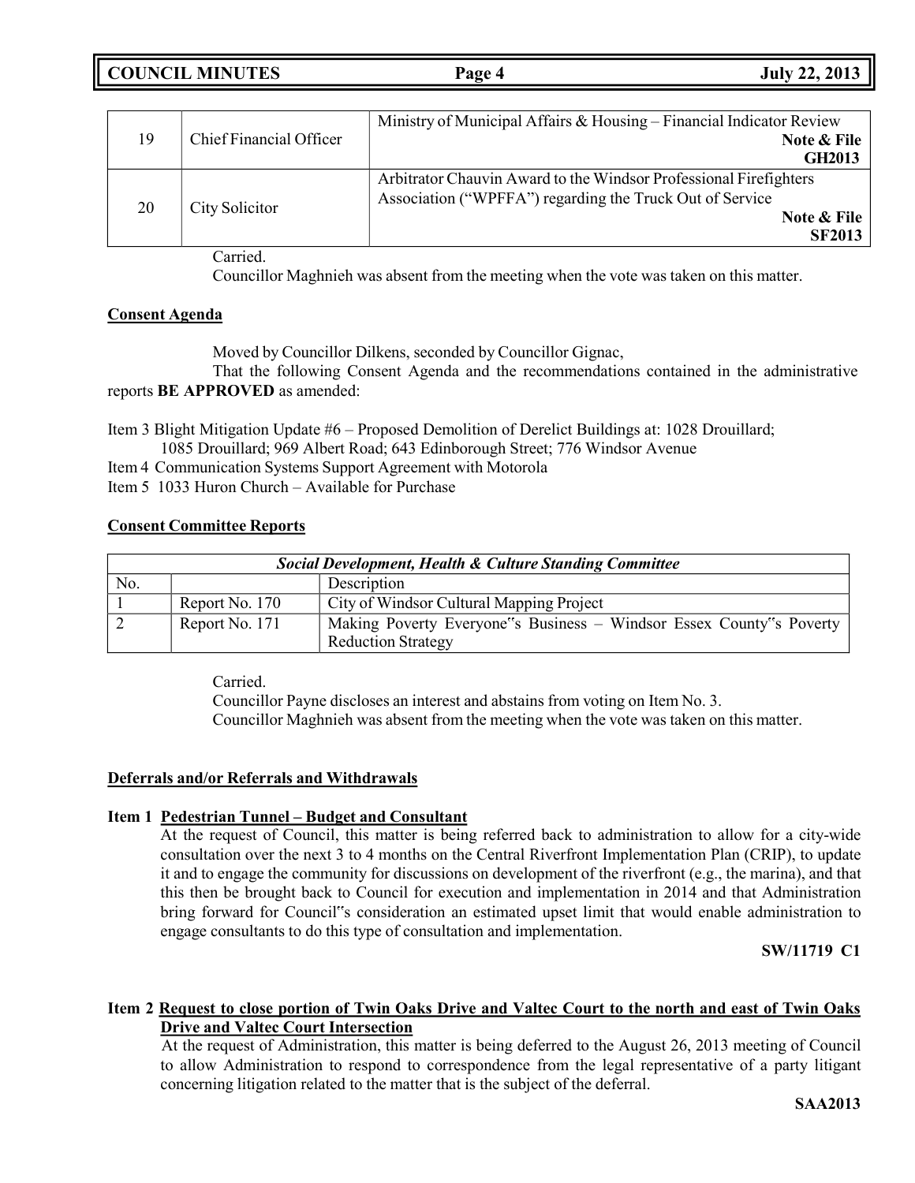| 19 | Chief Financial Officer | Ministry of Municipal Affairs & Housing – Financial Indicator Review **Note & File GH2013** |
|---|---|---|
| 20 | City Solicitor | Arbitrator Chauvin Award to the Windsor Professional Firefighters Association ("WPFFA") regarding the Truck Out of Service **Note & File SF2013** |

Carried.

Councillor Maghnieh was absent from the meeting when the vote was taken on this matter.

## Consent Agenda

Moved by Councillor Dilkens, seconded by Councillor Gignac,

That the following Consent Agenda and the recommendations contained in the administrative reports **BE APPROVED** as amended:

Item 3 Blight Mitigation Update #6 – Proposed Demolition of Derelict Buildings at: 1028 Drouillard; 1085 Drouillard; 969 Albert Road; 643 Edinborough Street; 776 Windsor Avenue

Item 4 Communication Systems Support Agreement with Motorola

Item 5 1033 Huron Church – Available for Purchase

## Consent Committee Reports

| ***Social Development, Health & Culture Standing Committee*** | | |
|---|---|---|
| No. | | Description |
| 1 | Report No. 170 | City of Windsor Cultural Mapping Project |
| 2 | Report No. 171 | Making Poverty Everyone"s Business – Windsor Essex County"s Poverty Reduction Strategy |

Carried.

Councillor Payne discloses an interest and abstains from voting on Item No. 3.

Councillor Maghnieh was absent from the meeting when the vote was taken on this matter.

## Deferrals and/or Referrals and Withdrawals

### Item 1 Pedestrian Tunnel – Budget and Consultant

At the request of Council, this matter is being referred back to administration to allow for a city-wide consultation over the next 3 to 4 months on the Central Riverfront Implementation Plan (CRIP), to update it and to engage the community for discussions on development of the riverfront (e.g., the marina), and that this then be brought back to Council for execution and implementation in 2014 and that Administration bring forward for Council"s consideration an estimated upset limit that would enable administration to engage consultants to do this type of consultation and implementation.

**SW/11719 C1**

### Item 2 Request to close portion of Twin Oaks Drive and Valtec Court to the north and east of Twin Oaks Drive and Valtec Court Intersection

At the request of Administration, this matter is being deferred to the August 26, 2013 meeting of Council to allow Administration to respond to correspondence from the legal representative of a party litigant concerning litigation related to the matter that is the subject of the deferral.

**SAA2013**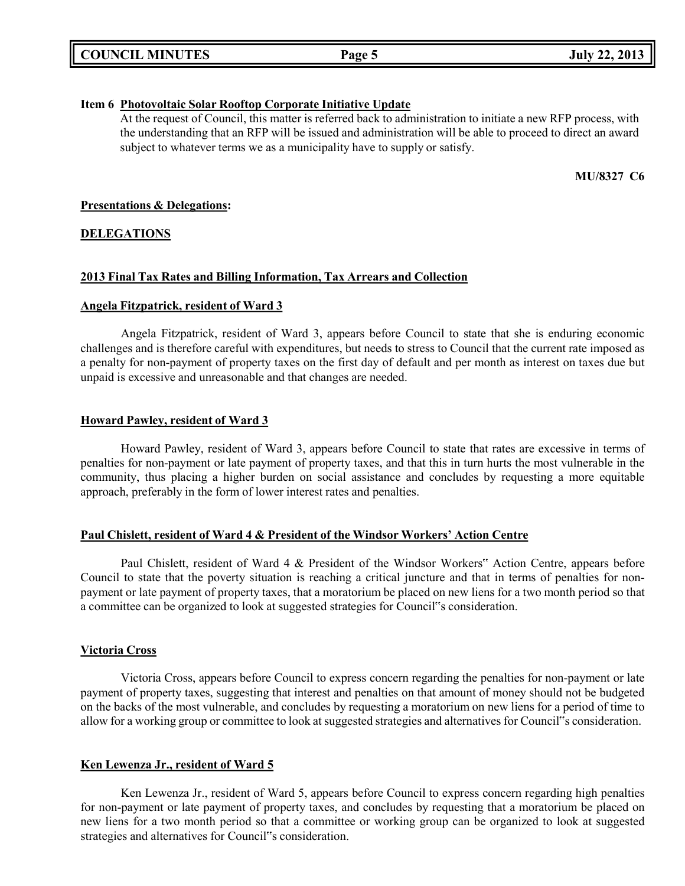**Item 6 Photovoltaic Solar Rooftop Corporate Initiative Update**

At the request of Council, this matter is referred back to administration to initiate a new RFP process, with the understanding that an RFP will be issued and administration will be able to proceed to direct an award subject to whatever terms we as a municipality have to supply or satisfy.

**MU/8327 C6**

**Presentations & Delegations:**

**DELEGATIONS**

**2013 Final Tax Rates and Billing Information, Tax Arrears and Collection**

**Angela Fitzpatrick, resident of Ward 3**

Angela Fitzpatrick, resident of Ward 3, appears before Council to state that she is enduring economic challenges and is therefore careful with expenditures, but needs to stress to Council that the current rate imposed as a penalty for non-payment of property taxes on the first day of default and per month as interest on taxes due but unpaid is excessive and unreasonable and that changes are needed.

**Howard Pawley, resident of Ward 3**

Howard Pawley, resident of Ward 3, appears before Council to state that rates are excessive in terms of penalties for non-payment or late payment of property taxes, and that this in turn hurts the most vulnerable in the community, thus placing a higher burden on social assistance and concludes by requesting a more equitable approach, preferably in the form of lower interest rates and penalties.

**Paul Chislett, resident of Ward 4 & President of the Windsor Workers' Action Centre**

Paul Chislett, resident of Ward 4 & President of the Windsor Workers" Action Centre, appears before Council to state that the poverty situation is reaching a critical juncture and that in terms of penalties for non-payment or late payment of property taxes, that a moratorium be placed on new liens for a two month period so that a committee can be organized to look at suggested strategies for Council"s consideration.

**Victoria Cross**

Victoria Cross, appears before Council to express concern regarding the penalties for non-payment or late payment of property taxes, suggesting that interest and penalties on that amount of money should not be budgeted on the backs of the most vulnerable, and concludes by requesting a moratorium on new liens for a period of time to allow for a working group or committee to look at suggested strategies and alternatives for Council"s consideration.

**Ken Lewenza Jr., resident of Ward 5**

Ken Lewenza Jr., resident of Ward 5, appears before Council to express concern regarding high penalties for non-payment or late payment of property taxes, and concludes by requesting that a moratorium be placed on new liens for a two month period so that a committee or working group can be organized to look at suggested strategies and alternatives for Council"s consideration.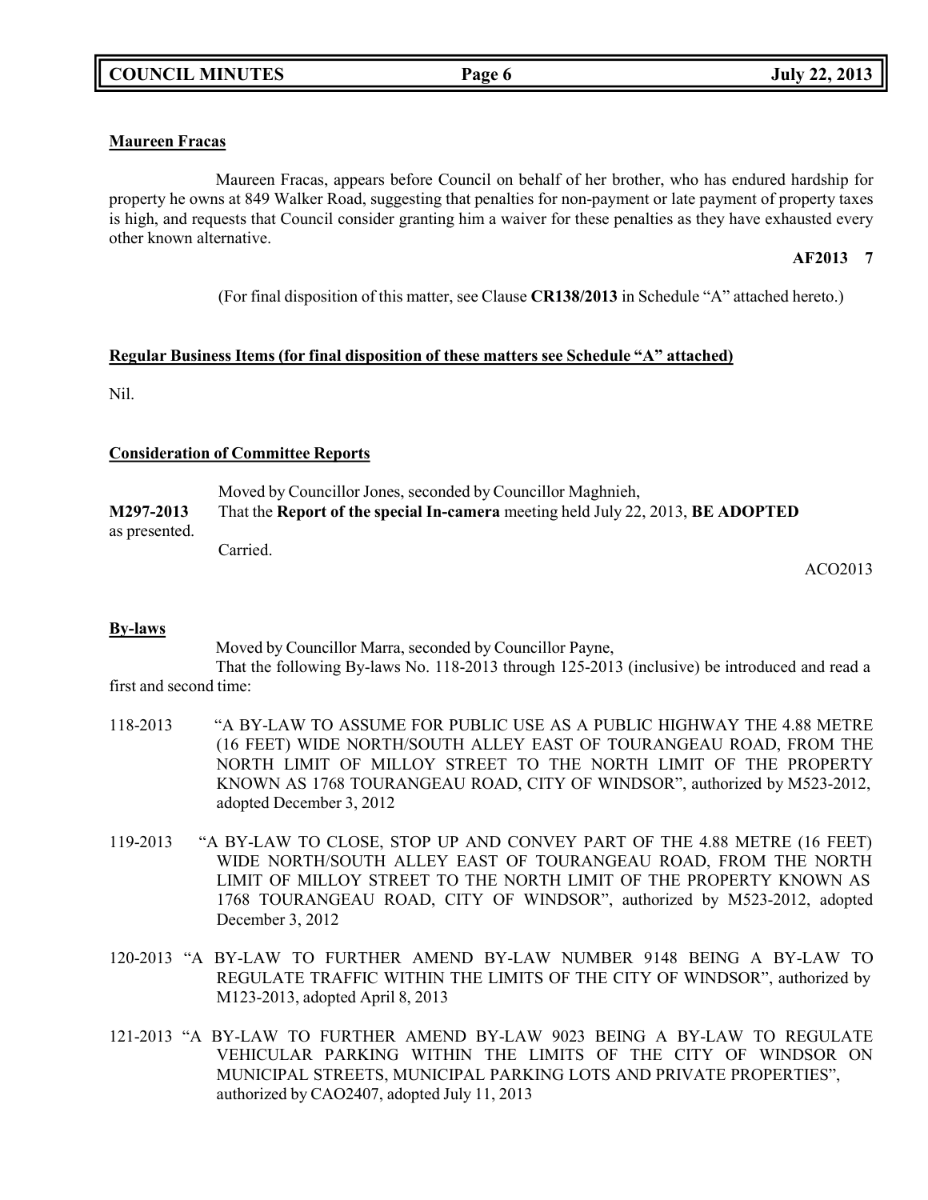**Maureen Fracas**

Maureen Fracas, appears before Council on behalf of her brother, who has endured hardship for property he owns at 849 Walker Road, suggesting that penalties for non-payment or late payment of property taxes is high, and requests that Council consider granting him a waiver for these penalties as they have exhausted every other known alternative.

**AF2013 7**

(For final disposition of this matter, see Clause **CR138/2013** in Schedule "A" attached hereto.)

**Regular Business Items (for final disposition of these matters see Schedule "A" attached)**

Nil.

**Consideration of Committee Reports**

Moved by Councillor Jones, seconded by Councillor Maghnieh,

**M297-2013** That the **Report of the special In-camera** meeting held July 22, 2013, **BE ADOPTED** as presented.

Carried.

ACO2013

**By-laws**

Moved by Councillor Marra, seconded by Councillor Payne,

That the following By-laws No. 118-2013 through 125-2013 (inclusive) be introduced and read a first and second time:

118-2013 "A BY-LAW TO ASSUME FOR PUBLIC USE AS A PUBLIC HIGHWAY THE 4.88 METRE (16 FEET) WIDE NORTH/SOUTH ALLEY EAST OF TOURANGEAU ROAD, FROM THE NORTH LIMIT OF MILLOY STREET TO THE NORTH LIMIT OF THE PROPERTY KNOWN AS 1768 TOURANGEAU ROAD, CITY OF WINDSOR", authorized by M523-2012, adopted December 3, 2012

119-2013 "A BY-LAW TO CLOSE, STOP UP AND CONVEY PART OF THE 4.88 METRE (16 FEET) WIDE NORTH/SOUTH ALLEY EAST OF TOURANGEAU ROAD, FROM THE NORTH LIMIT OF MILLOY STREET TO THE NORTH LIMIT OF THE PROPERTY KNOWN AS 1768 TOURANGEAU ROAD, CITY OF WINDSOR", authorized by M523-2012, adopted December 3, 2012

120-2013 "A BY-LAW TO FURTHER AMEND BY-LAW NUMBER 9148 BEING A BY-LAW TO REGULATE TRAFFIC WITHIN THE LIMITS OF THE CITY OF WINDSOR", authorized by M123-2013, adopted April 8, 2013

121-2013 "A BY-LAW TO FURTHER AMEND BY-LAW 9023 BEING A BY-LAW TO REGULATE VEHICULAR PARKING WITHIN THE LIMITS OF THE CITY OF WINDSOR ON MUNICIPAL STREETS, MUNICIPAL PARKING LOTS AND PRIVATE PROPERTIES", authorized by CAO2407, adopted July 11, 2013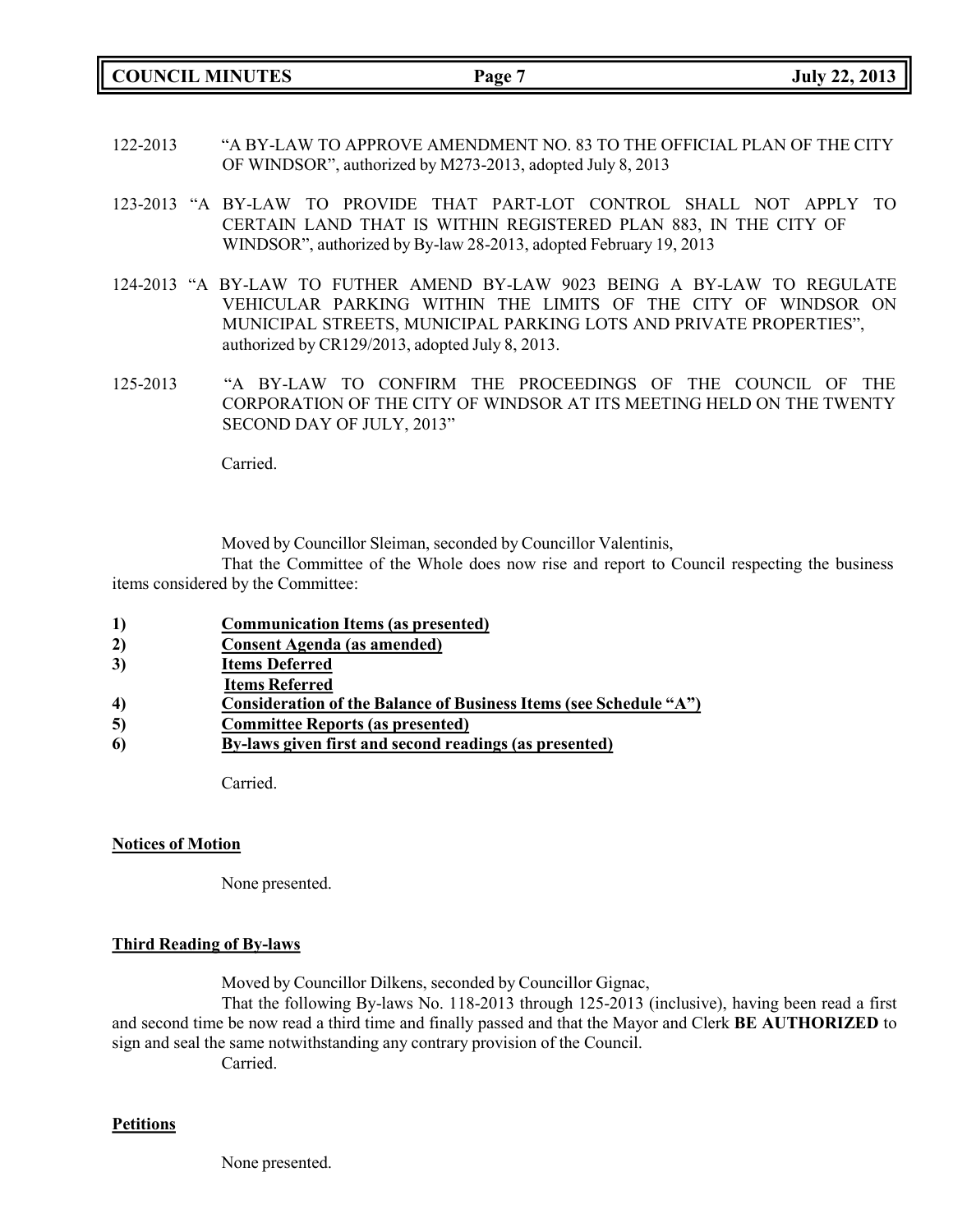122-2013 "A BY-LAW TO APPROVE AMENDMENT NO. 83 TO THE OFFICIAL PLAN OF THE CITY OF WINDSOR", authorized by M273-2013, adopted July 8, 2013

123-2013 "A BY-LAW TO PROVIDE THAT PART-LOT CONTROL SHALL NOT APPLY TO CERTAIN LAND THAT IS WITHIN REGISTERED PLAN 883, IN THE CITY OF WINDSOR", authorized by By-law 28-2013, adopted February 19, 2013

124-2013 "A BY-LAW TO FUTHER AMEND BY-LAW 9023 BEING A BY-LAW TO REGULATE VEHICULAR PARKING WITHIN THE LIMITS OF THE CITY OF WINDSOR ON MUNICIPAL STREETS, MUNICIPAL PARKING LOTS AND PRIVATE PROPERTIES", authorized by CR129/2013, adopted July 8, 2013.

125-2013 "A BY-LAW TO CONFIRM THE PROCEEDINGS OF THE COUNCIL OF THE CORPORATION OF THE CITY OF WINDSOR AT ITS MEETING HELD ON THE TWENTY SECOND DAY OF JULY, 2013"

Carried.

Moved by Councillor Sleiman, seconded by Councillor Valentinis,

That the Committee of the Whole does now rise and report to Council respecting the business items considered by the Committee:

1) **Communication Items (as presented)**
2) **Consent Agenda (as amended)**
3) **Items Deferred**
   **Items Referred**
4) **Consideration of the Balance of Business Items (see Schedule "A")**
5) **Committee Reports (as presented)**
6) **By-laws given first and second readings (as presented)**

Carried.

**Notices of Motion**

None presented.

**Third Reading of By-laws**

Moved by Councillor Dilkens, seconded by Councillor Gignac,

That the following By-laws No. 118-2013 through 125-2013 (inclusive), having been read a first and second time be now read a third time and finally passed and that the Mayor and Clerk **BE AUTHORIZED** to sign and seal the same notwithstanding any contrary provision of the Council.

Carried.

**Petitions**

None presented.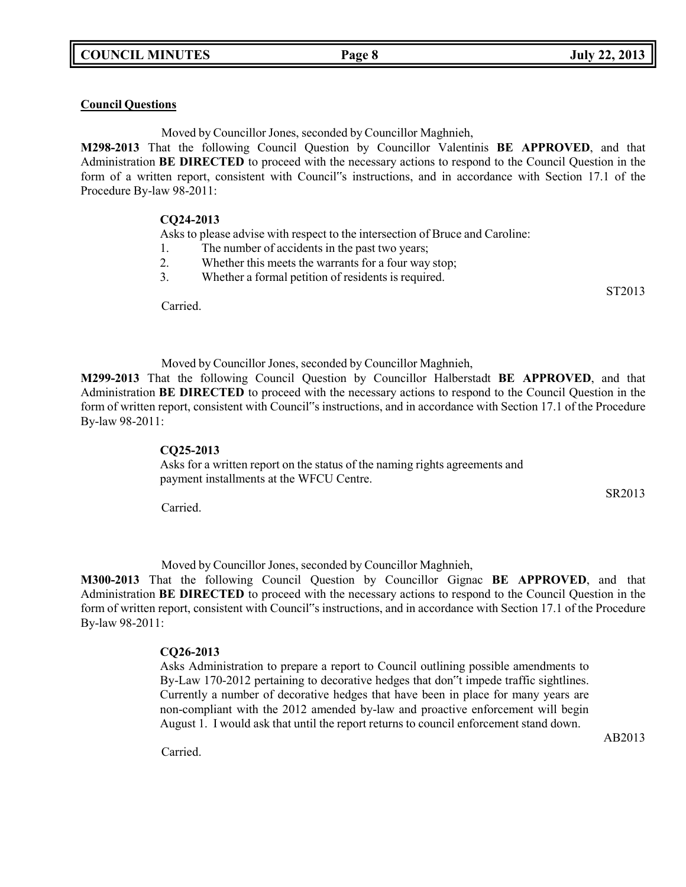**Council Questions**

Moved by Councillor Jones, seconded by Councillor Maghnieh,

**M298-2013** That the following Council Question by Councillor Valentinis **BE APPROVED**, and that Administration **BE DIRECTED** to proceed with the necessary actions to respond to the Council Question in the form of a written report, consistent with Council"s instructions, and in accordance with Section 17.1 of the Procedure By-law 98-2011:

**CQ24-2013**

Asks to please advise with respect to the intersection of Bruce and Caroline:

1. The number of accidents in the past two years;
2. Whether this meets the warrants for a four way stop;
3. Whether a formal petition of residents is required.

ST2013

Carried.

Moved by Councillor Jones, seconded by Councillor Maghnieh,

**M299-2013** That the following Council Question by Councillor Halberstadt **BE APPROVED**, and that Administration **BE DIRECTED** to proceed with the necessary actions to respond to the Council Question in the form of written report, consistent with Council"s instructions, and in accordance with Section 17.1 of the Procedure By-law 98-2011:

**CQ25-2013**

Asks for a written report on the status of the naming rights agreements and payment installments at the WFCU Centre.

SR2013

Carried.

Moved by Councillor Jones, seconded by Councillor Maghnieh,

**M300-2013** That the following Council Question by Councillor Gignac **BE APPROVED**, and that Administration **BE DIRECTED** to proceed with the necessary actions to respond to the Council Question in the form of written report, consistent with Council"s instructions, and in accordance with Section 17.1 of the Procedure By-law 98-2011:

**CQ26-2013**

Asks Administration to prepare a report to Council outlining possible amendments to By-Law 170-2012 pertaining to decorative hedges that don"t impede traffic sightlines. Currently a number of decorative hedges that have been in place for many years are non-compliant with the 2012 amended by-law and proactive enforcement will begin August 1. I would ask that until the report returns to council enforcement stand down.

AB2013

Carried.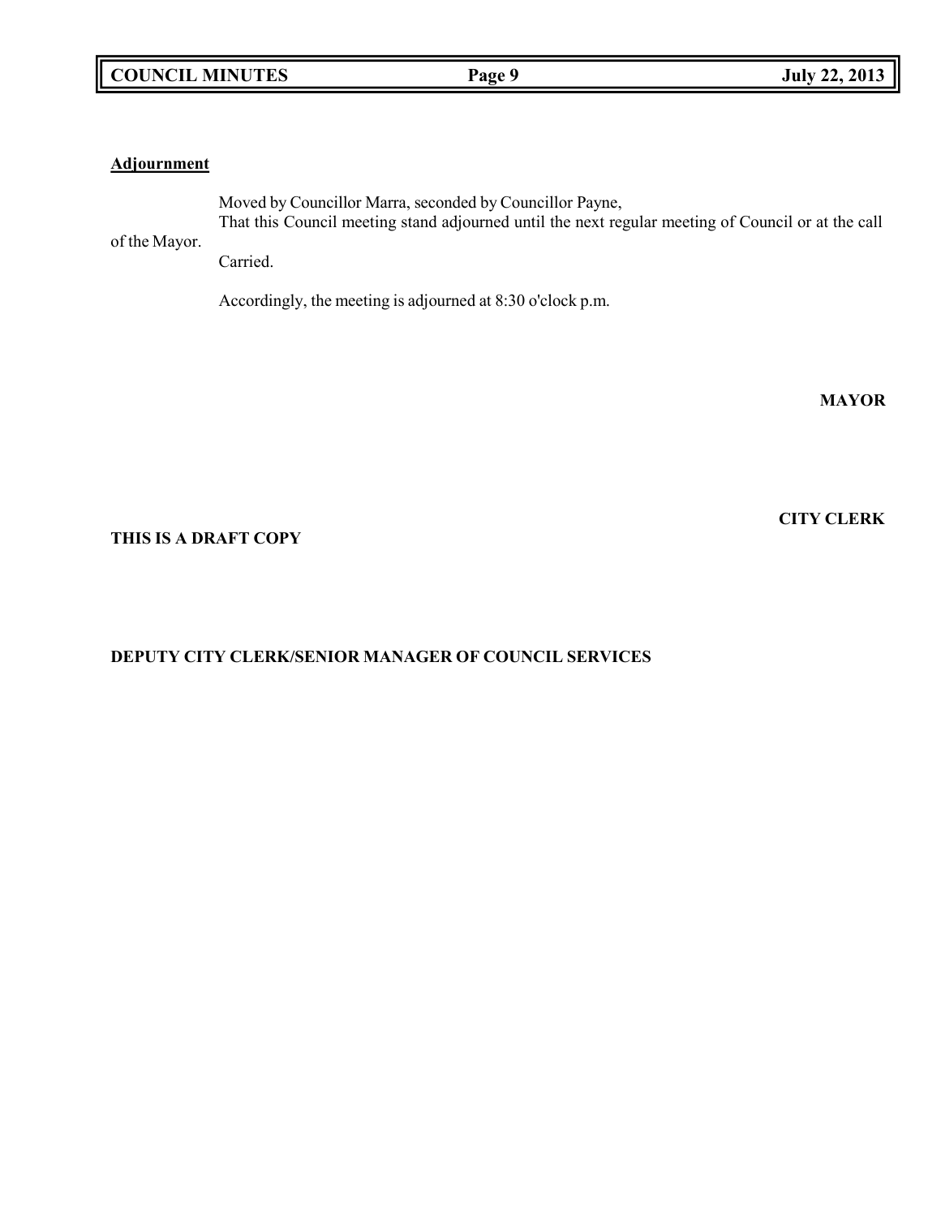**Adjournment**

Moved by Councillor Marra, seconded by Councillor Payne,
That this Council meeting stand adjourned until the next regular meeting of Council or at the call of the Mayor.
Carried.

Accordingly, the meeting is adjourned at 8:30 o'clock p.m.

**MAYOR**

**CITY CLERK**

**THIS IS A DRAFT COPY**

**DEPUTY CITY CLERK/SENIOR MANAGER OF COUNCIL SERVICES**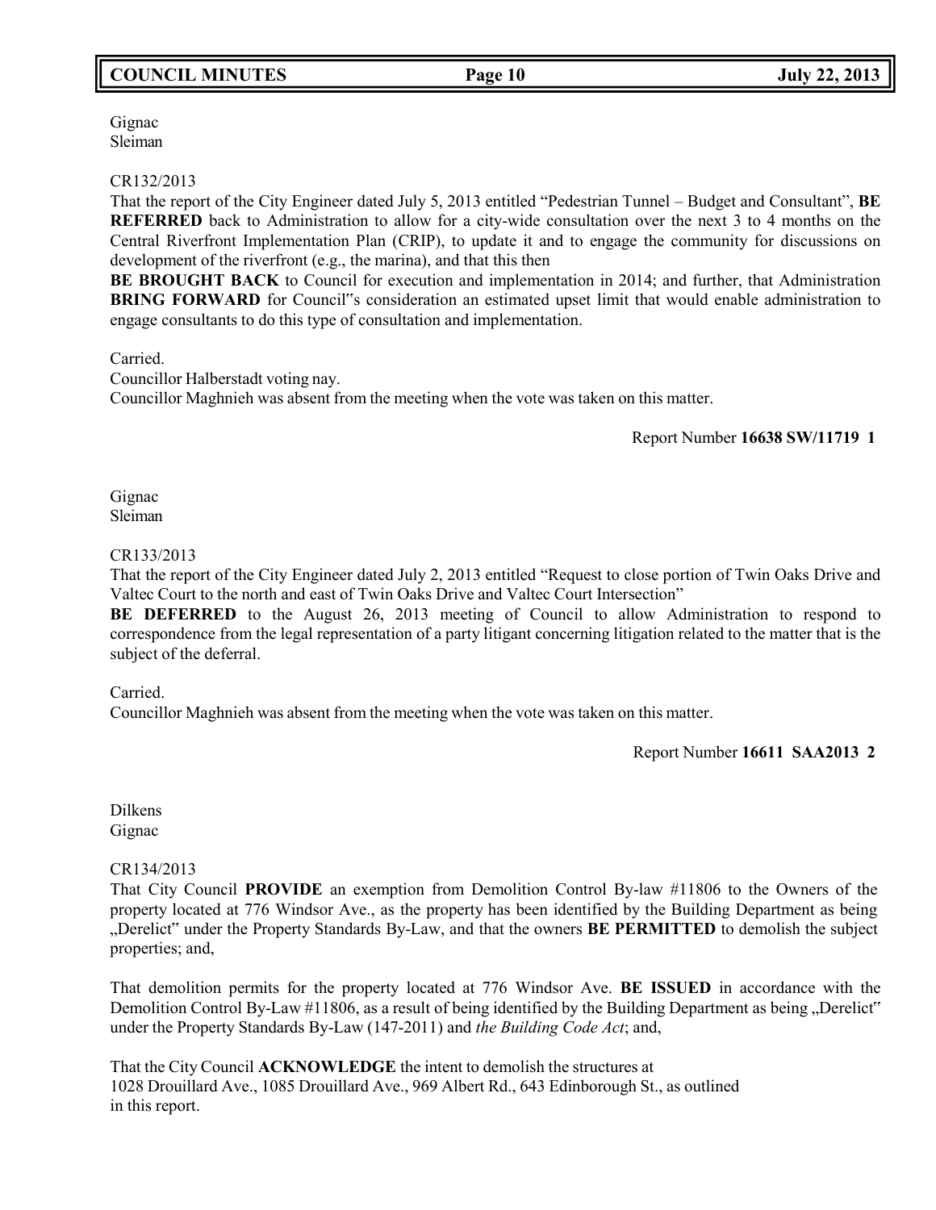Gignac
Sleiman

CR132/2013
That the report of the City Engineer dated July 5, 2013 entitled "Pedestrian Tunnel – Budget and Consultant", **BE REFERRED** back to Administration to allow for a city-wide consultation over the next 3 to 4 months on the Central Riverfront Implementation Plan (CRIP), to update it and to engage the community for discussions on development of the riverfront (e.g., the marina), and that this then
**BE BROUGHT BACK** to Council for execution and implementation in 2014; and further, that Administration **BRING FORWARD** for Council"s consideration an estimated upset limit that would enable administration to engage consultants to do this type of consultation and implementation.

Carried.
Councillor Halberstadt voting nay.
Councillor Maghnieh was absent from the meeting when the vote was taken on this matter.

Report Number **16638 SW/11719 1**

Gignac
Sleiman

CR133/2013
That the report of the City Engineer dated July 2, 2013 entitled "Request to close portion of Twin Oaks Drive and Valtec Court to the north and east of Twin Oaks Drive and Valtec Court Intersection"
**BE DEFERRED** to the August 26, 2013 meeting of Council to allow Administration to respond to correspondence from the legal representation of a party litigant concerning litigation related to the matter that is the subject of the deferral.

Carried.
Councillor Maghnieh was absent from the meeting when the vote was taken on this matter.

Report Number **16611 SAA2013 2**

Dilkens
Gignac

CR134/2013
That City Council **PROVIDE** an exemption from Demolition Control By-law #11806 to the Owners of the property located at 776 Windsor Ave., as the property has been identified by the Building Department as being „Derelict" under the Property Standards By-Law, and that the owners **BE PERMITTED** to demolish the subject properties; and,

That demolition permits for the property located at 776 Windsor Ave. **BE ISSUED** in accordance with the Demolition Control By-Law #11806, as a result of being identified by the Building Department as being „Derelict" under the Property Standards By-Law (147-2011) and *the Building Code Act*; and,

That the City Council **ACKNOWLEDGE** the intent to demolish the structures at 1028 Drouillard Ave., 1085 Drouillard Ave., 969 Albert Rd., 643 Edinborough St., as outlined in this report.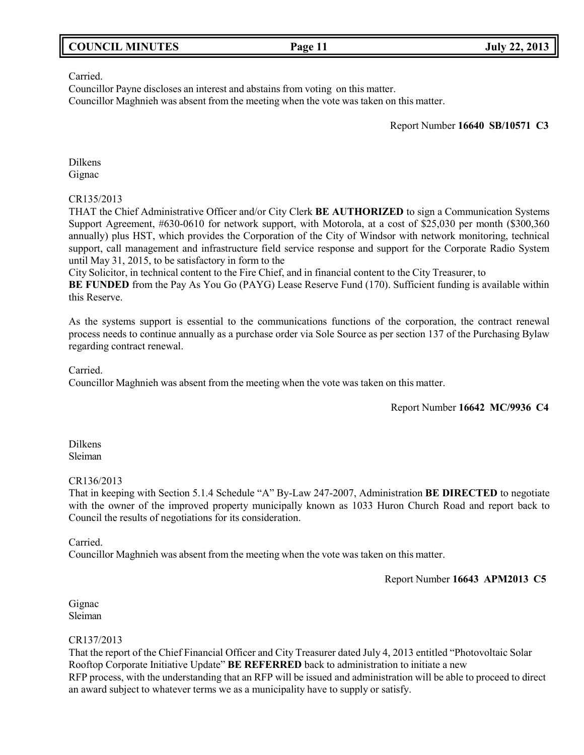Carried.
Councillor Payne discloses an interest and abstains from voting on this matter.
Councillor Maghnieh was absent from the meeting when the vote was taken on this matter.

Report Number **16640 SB/10571 C3**

Dilkens
Gignac

CR135/2013
THAT the Chief Administrative Officer and/or City Clerk **BE AUTHORIZED** to sign a Communication Systems Support Agreement, #630-0610 for network support, with Motorola, at a cost of $25,030 per month ($300,360 annually) plus HST, which provides the Corporation of the City of Windsor with network monitoring, technical support, call management and infrastructure field service response and support for the Corporate Radio System until May 31, 2015, to be satisfactory in form to the
City Solicitor, in technical content to the Fire Chief, and in financial content to the City Treasurer, to
**BE FUNDED** from the Pay As You Go (PAYG) Lease Reserve Fund (170). Sufficient funding is available within this Reserve.

As the systems support is essential to the communications functions of the corporation, the contract renewal process needs to continue annually as a purchase order via Sole Source as per section 137 of the Purchasing Bylaw regarding contract renewal.

Carried.
Councillor Maghnieh was absent from the meeting when the vote was taken on this matter.

Report Number **16642 MC/9936 C4**

Dilkens
Sleiman

CR136/2013
That in keeping with Section 5.1.4 Schedule "A" By-Law 247-2007, Administration **BE DIRECTED** to negotiate with the owner of the improved property municipally known as 1033 Huron Church Road and report back to Council the results of negotiations for its consideration.

Carried.
Councillor Maghnieh was absent from the meeting when the vote was taken on this matter.

Report Number **16643 APM2013 C5**

Gignac
Sleiman

CR137/2013
That the report of the Chief Financial Officer and City Treasurer dated July 4, 2013 entitled "Photovoltaic Solar Rooftop Corporate Initiative Update" **BE REFERRED** back to administration to initiate a new
RFP process, with the understanding that an RFP will be issued and administration will be able to proceed to direct an award subject to whatever terms we as a municipality have to supply or satisfy.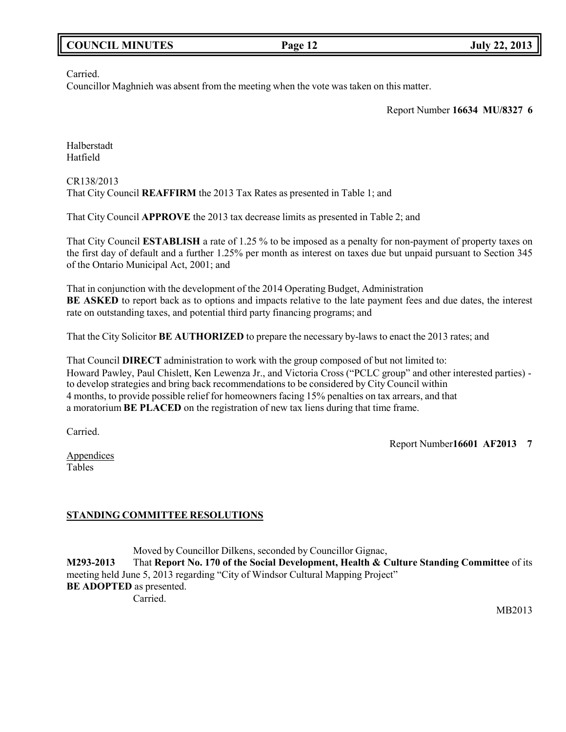Carried.
Councillor Maghnieh was absent from the meeting when the vote was taken on this matter.

Report Number **16634 MU/8327 6**

Halberstadt
Hatfield

CR138/2013
That City Council **REAFFIRM** the 2013 Tax Rates as presented in Table 1; and

That City Council **APPROVE** the 2013 tax decrease limits as presented in Table 2; and

That City Council **ESTABLISH** a rate of 1.25 % to be imposed as a penalty for non-payment of property taxes on the first day of default and a further 1.25% per month as interest on taxes due but unpaid pursuant to Section 345 of the Ontario Municipal Act, 2001; and

That in conjunction with the development of the 2014 Operating Budget, Administration
**BE ASKED** to report back as to options and impacts relative to the late payment fees and due dates, the interest rate on outstanding taxes, and potential third party financing programs; and

That the City Solicitor **BE AUTHORIZED** to prepare the necessary by-laws to enact the 2013 rates; and

That Council **DIRECT** administration to work with the group composed of but not limited to:
Howard Pawley, Paul Chislett, Ken Lewenza Jr., and Victoria Cross ("PCLC group" and other interested parties) - to develop strategies and bring back recommendations to be considered by City Council within 4 months, to provide possible relief for homeowners facing 15% penalties on tax arrears, and that a moratorium **BE PLACED** on the registration of new tax liens during that time frame.

Carried.

Report Number**16601 AF2013 7**

Appendices
Tables

## STANDING COMMITTEE RESOLUTIONS

Moved by Councillor Dilkens, seconded by Councillor Gignac,
**M293-2013** That **Report No. 170 of the Social Development, Health & Culture Standing Committee** of its meeting held June 5, 2013 regarding "City of Windsor Cultural Mapping Project"
**BE ADOPTED** as presented.
Carried.

MB2013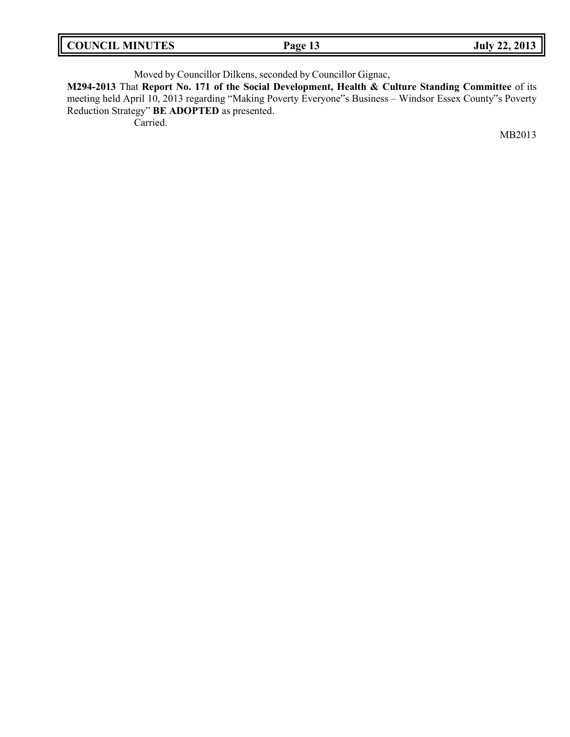Moved by Councillor Dilkens, seconded by Councillor Gignac,

**M294-2013** That **Report No. 171 of the Social Development, Health & Culture Standing Committee** of its meeting held April 10, 2013 regarding "Making Poverty Everyone"s Business – Windsor Essex County"s Poverty Reduction Strategy" **BE ADOPTED** as presented.

Carried.

MB2013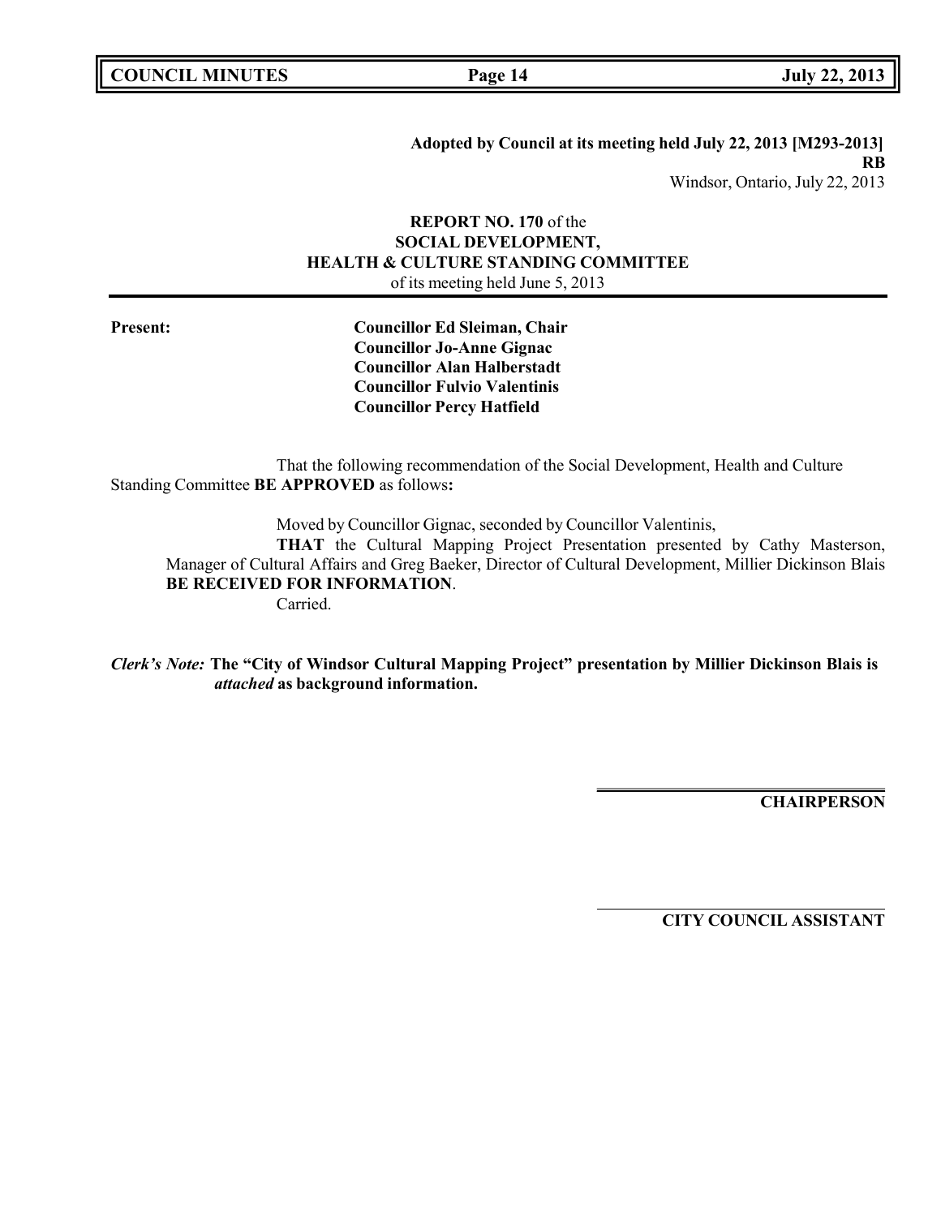**Adopted by Council at its meeting held July 22, 2013 [M293-2013]**
**RB**
Windsor, Ontario, July 22, 2013

**REPORT NO. 170** of the
**SOCIAL DEVELOPMENT,**
**HEALTH & CULTURE STANDING COMMITTEE**
of its meeting held June 5, 2013

**Present:**

**Councillor Ed Sleiman, Chair**
**Councillor Jo-Anne Gignac**
**Councillor Alan Halberstadt**
**Councillor Fulvio Valentinis**
**Councillor Percy Hatfield**

That the following recommendation of the Social Development, Health and Culture Standing Committee **BE APPROVED** as follows**:**

Moved by Councillor Gignac, seconded by Councillor Valentinis,

**THAT** the Cultural Mapping Project Presentation presented by Cathy Masterson, Manager of Cultural Affairs and Greg Baeker, Director of Cultural Development, Millier Dickinson Blais **BE RECEIVED FOR INFORMATION**.

Carried.

***Clerk's Note:*** **The "City of Windsor Cultural Mapping Project" presentation by Millier Dickinson Blais is *attached* as background information.**

**CHAIRPERSON**

**CITY COUNCIL ASSISTANT**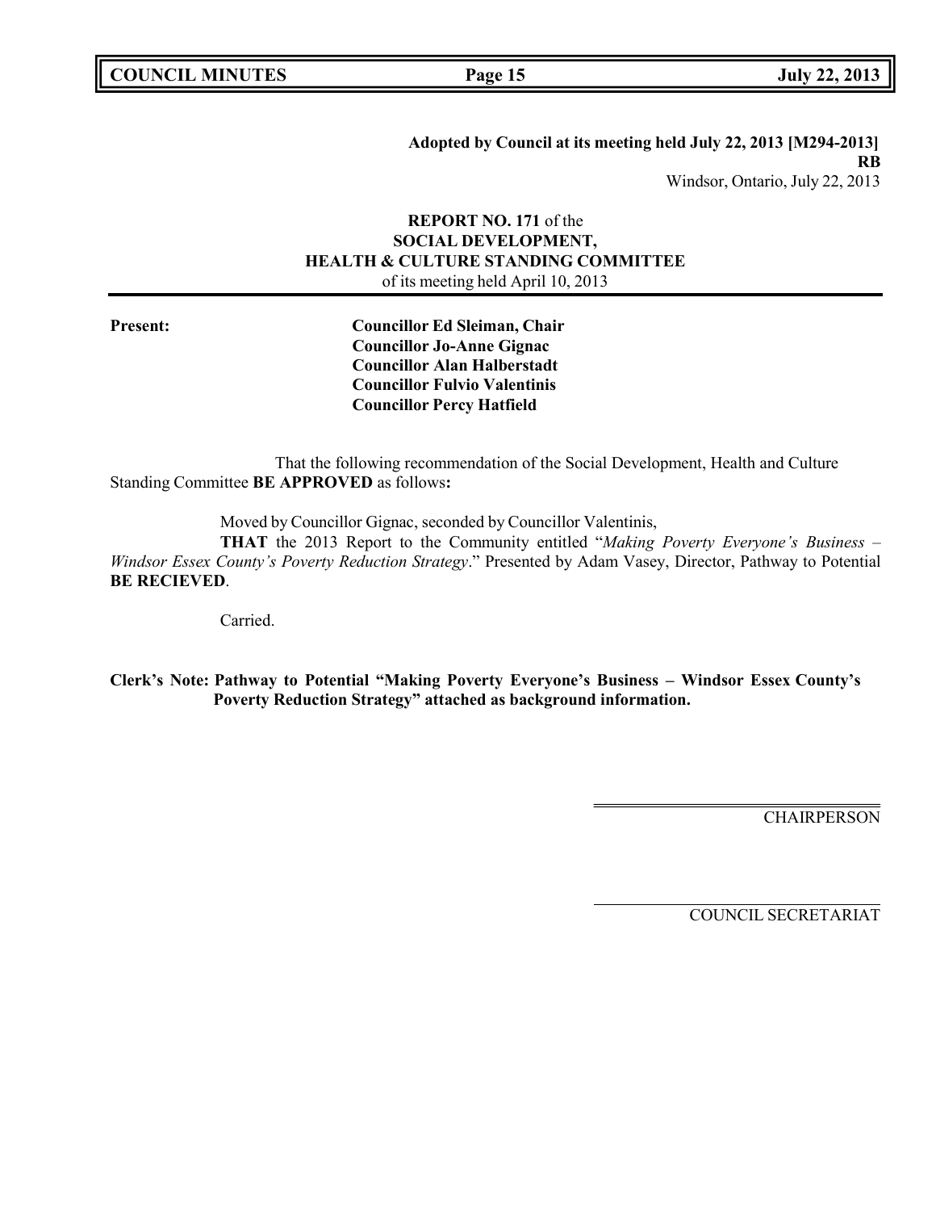**Adopted by Council at its meeting held July 22, 2013 [M294-2013]**
**RB**
Windsor, Ontario, July 22, 2013

**REPORT NO. 171** of the
**SOCIAL DEVELOPMENT,**
**HEALTH & CULTURE STANDING COMMITTEE**
of its meeting held April 10, 2013

**Present:** **Councillor Ed Sleiman, Chair**
**Councillor Jo-Anne Gignac**
**Councillor Alan Halberstadt**
**Councillor Fulvio Valentinis**
**Councillor Percy Hatfield**

That the following recommendation of the Social Development, Health and Culture Standing Committee **BE APPROVED** as follows**:**

Moved by Councillor Gignac, seconded by Councillor Valentinis,

**THAT** the 2013 Report to the Community entitled "*Making Poverty Everyone's Business – Windsor Essex County's Poverty Reduction Strategy*." Presented by Adam Vasey, Director, Pathway to Potential **BE RECIEVED**.

Carried.

**Clerk's Note: Pathway to Potential "Making Poverty Everyone's Business – Windsor Essex County's Poverty Reduction Strategy" attached as background information.**

CHAIRPERSON

COUNCIL SECRETARIAT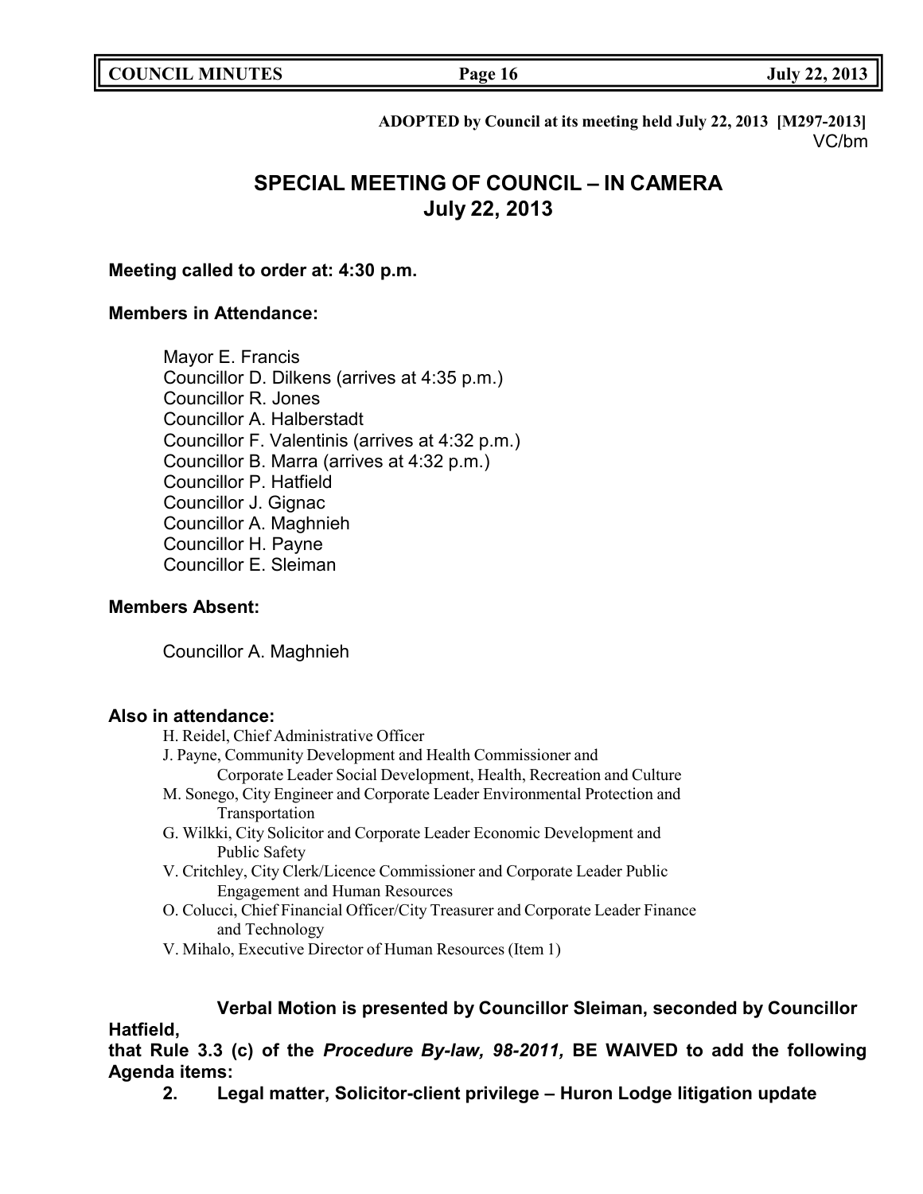**ADOPTED by Council at its meeting held July 22, 2013 [M297-2013]**
VC/bm

# SPECIAL MEETING OF COUNCIL – IN CAMERA
# July 22, 2013

**Meeting called to order at: 4:30 p.m.**

**Members in Attendance:**

Mayor E. Francis
Councillor D. Dilkens (arrives at 4:35 p.m.)
Councillor R. Jones
Councillor A. Halberstadt
Councillor F. Valentinis (arrives at 4:32 p.m.)
Councillor B. Marra (arrives at 4:32 p.m.)
Councillor P. Hatfield
Councillor J. Gignac
Councillor A. Maghnieh
Councillor H. Payne
Councillor E. Sleiman

**Members Absent:**

Councillor A. Maghnieh

**Also in attendance:**

H. Reidel, Chief Administrative Officer
J. Payne, Community Development and Health Commissioner and Corporate Leader Social Development, Health, Recreation and Culture
M. Sonego, City Engineer and Corporate Leader Environmental Protection and Transportation
G. Wilkki, City Solicitor and Corporate Leader Economic Development and Public Safety
V. Critchley, City Clerk/Licence Commissioner and Corporate Leader Public Engagement and Human Resources
O. Colucci, Chief Financial Officer/City Treasurer and Corporate Leader Finance and Technology
V. Mihalo, Executive Director of Human Resources (Item 1)

**Verbal Motion is presented by Councillor Sleiman, seconded by Councillor Hatfield,**
**that Rule 3.3 (c) of the *Procedure By-law, 98-2011,* BE WAIVED to add the following Agenda items:**

**2. Legal matter, Solicitor-client privilege – Huron Lodge litigation update**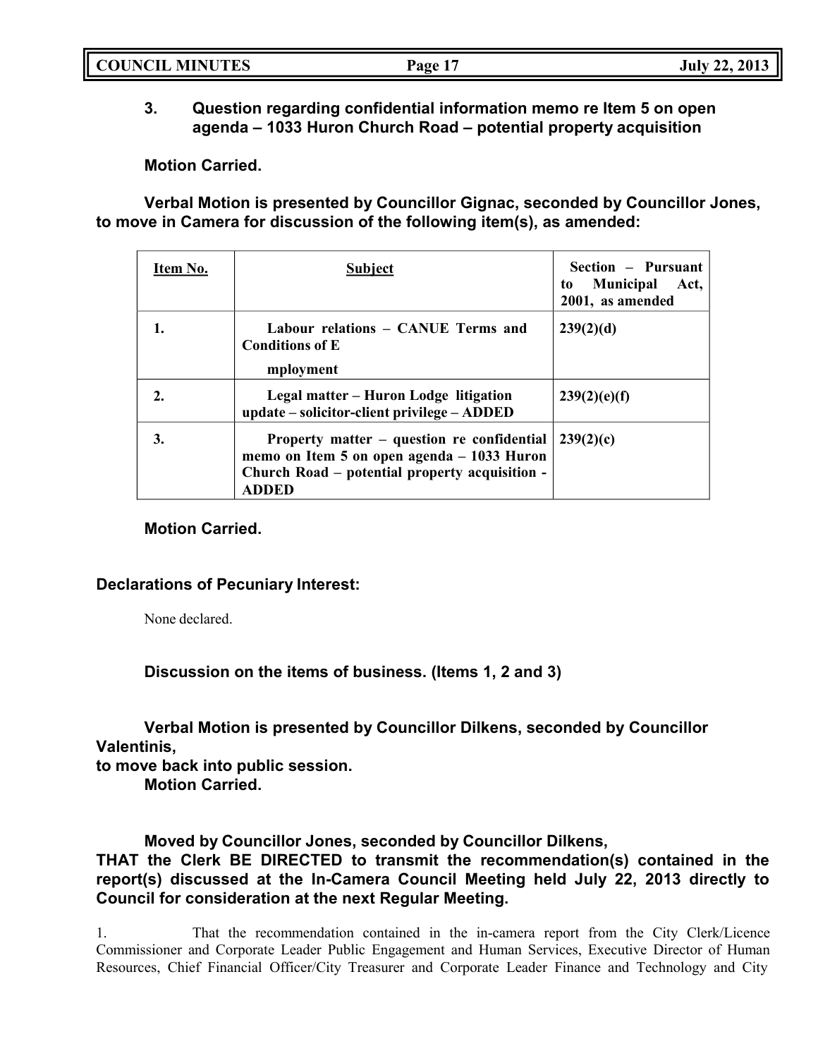**3. Question regarding confidential information memo re Item 5 on open agenda – 1033 Huron Church Road – potential property acquisition**

**Motion Carried.**

**Verbal Motion is presented by Councillor Gignac, seconded by Councillor Jones, to move in Camera for discussion of the following item(s), as amended:**

| Item No. | Subject | Section – Pursuant to Municipal Act, 2001, as amended |
|---|---|---|
| 1. | Labour relations – CANUE Terms and Conditions of E<br>mployment | 239(2)(d) |
| 2. | Legal matter – Huron Lodge litigation update – solicitor-client privilege – ADDED | 239(2)(e)(f) |
| 3. | Property matter – question re confidential memo on Item 5 on open agenda – 1033 Huron Church Road – potential property acquisition - ADDED | 239(2)(c) |

**Motion Carried.**

**Declarations of Pecuniary Interest:**

None declared.

**Discussion on the items of business. (Items 1, 2 and 3)**

**Verbal Motion is presented by Councillor Dilkens, seconded by Councillor Valentinis,**
**to move back into public session.**
**Motion Carried.**

**Moved by Councillor Jones, seconded by Councillor Dilkens,**
**THAT the Clerk BE DIRECTED to transmit the recommendation(s) contained in the report(s) discussed at the In-Camera Council Meeting held July 22, 2013 directly to Council for consideration at the next Regular Meeting.**

1. That the recommendation contained in the in-camera report from the City Clerk/Licence Commissioner and Corporate Leader Public Engagement and Human Services, Executive Director of Human Resources, Chief Financial Officer/City Treasurer and Corporate Leader Finance and Technology and City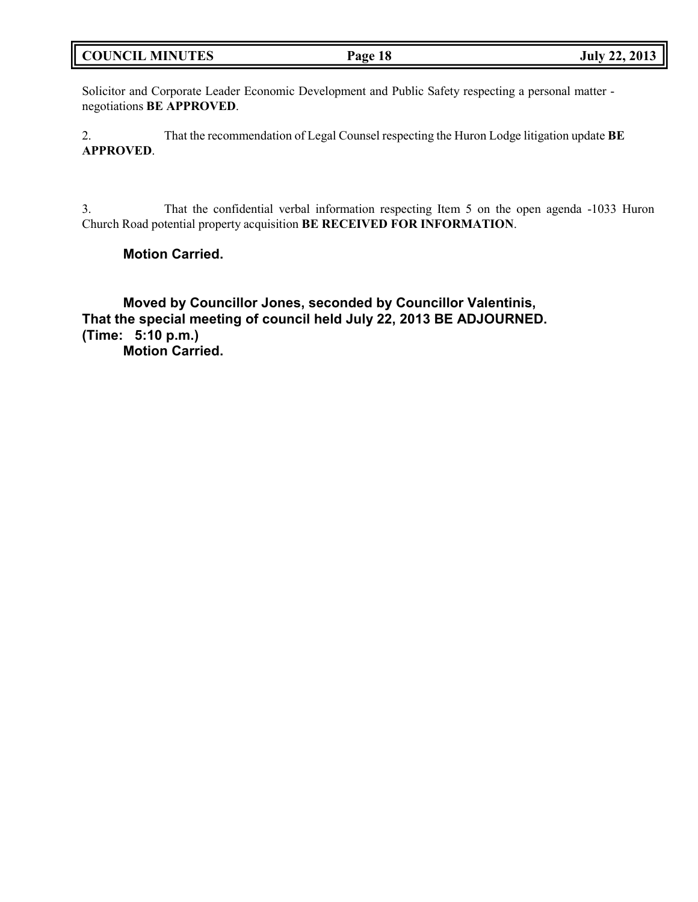Solicitor and Corporate Leader Economic Development and Public Safety respecting a personal matter - negotiations **BE APPROVED**.

2. That the recommendation of Legal Counsel respecting the Huron Lodge litigation update **BE APPROVED**.

3. That the confidential verbal information respecting Item 5 on the open agenda -1033 Huron Church Road potential property acquisition **BE RECEIVED FOR INFORMATION**.

**Motion Carried.**

**Moved by Councillor Jones, seconded by Councillor Valentinis,**
**That the special meeting of council held July 22, 2013 BE ADJOURNED.**
**(Time: 5:10 p.m.)**
**Motion Carried.**